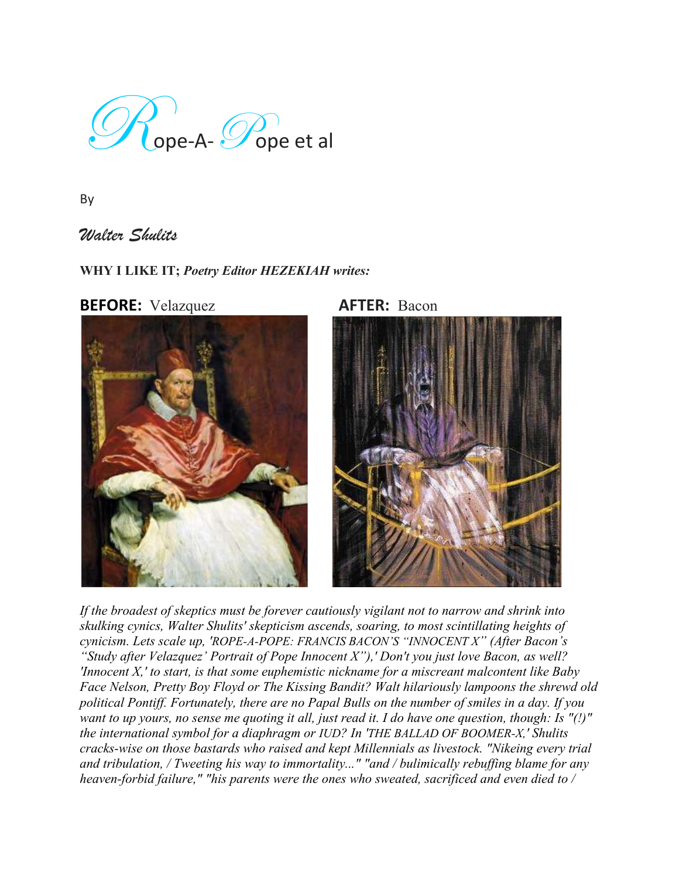# Rope-A-Pope et al

By

*Walter Shulits*

**WHY I LIKE IT;** ***Poetry Editor HEZEKIAH writes:***

**BEFORE:** Velazquez **AFTER:** Bacon

*If the broadest of skeptics must be forever cautiously vigilant not to narrow and shrink into skulking cynics, Walter Shulits' skepticism ascends, soaring, to most scintillating heights of cynicism. Lets scale up, 'ROPE-A-POPE: FRANCIS BACON'S "INNOCENT X" (After Bacon's "Study after Velazquez' Portrait of Pope Innocent X"),' Don't you just love Bacon, as well? 'Innocent X,' to start, is that some euphemistic nickname for a miscreant malcontent like Baby Face Nelson, Pretty Boy Floyd or The Kissing Bandit? Walt hilariously lampoons the shrewd old political Pontiff. Fortunately, there are no Papal Bulls on the number of smiles in a day. If you want to up yours, no sense me quoting it all, just read it. I do have one question, though: Is "(!)" the international symbol for a diaphragm or IUD? In 'THE BALLAD OF BOOMER-X,' Shulits cracks-wise on those bastards who raised and kept Millennials as livestock. "Nikeing every trial and tribulation, / Tweeting his way to immortality..." "and / bulimically rebuffing blame for any heaven-forbid failure," "his parents were the ones who sweated, sacrificed and even died to /*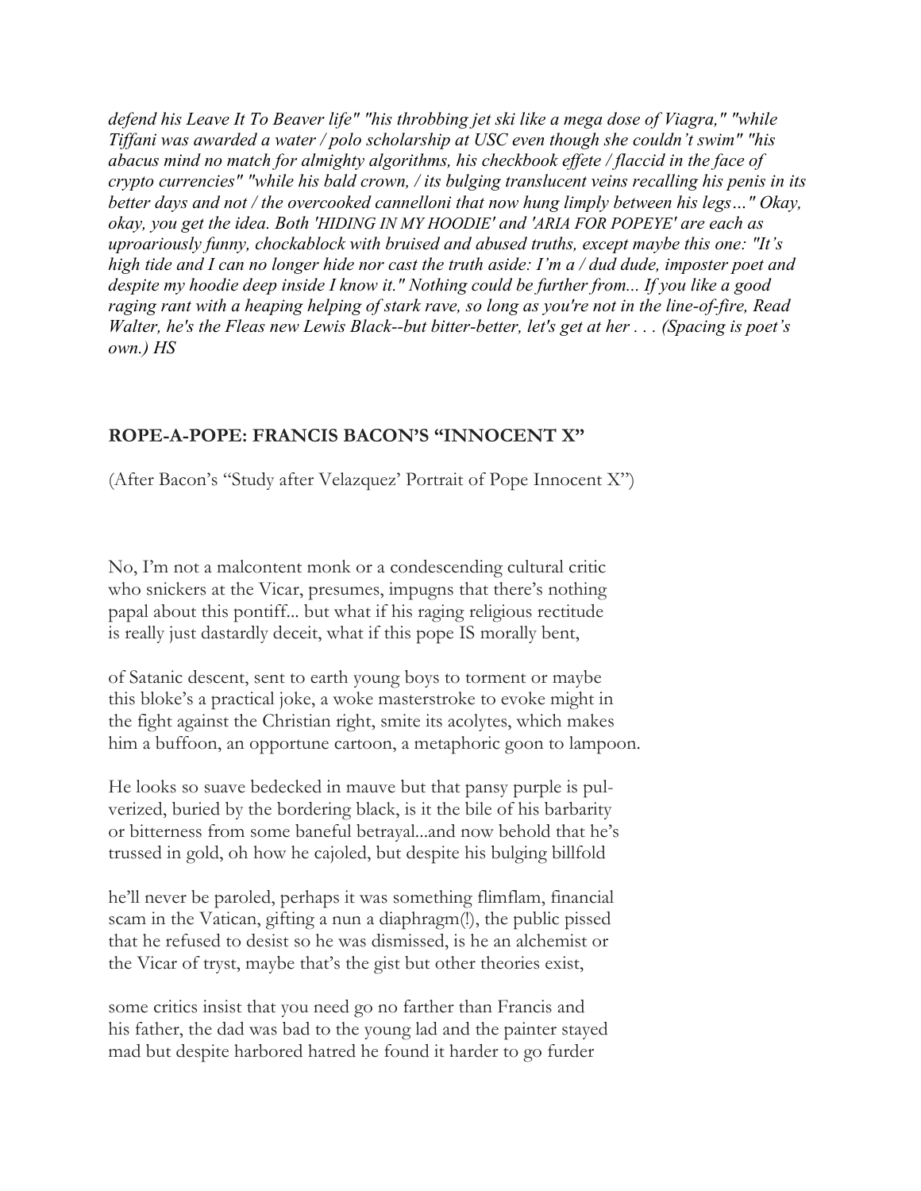*defend his Leave It To Beaver life" "his throbbing jet ski like a mega dose of Viagra," "while Tiffani was awarded a water / polo scholarship at USC even though she couldn't swim" "his abacus mind no match for almighty algorithms, his checkbook effete / flaccid in the face of crypto currencies" "while his bald crown, / its bulging translucent veins recalling his penis in its better days and not / the overcooked cannelloni that now hung limply between his legs…" Okay, okay, you get the idea. Both 'HIDING IN MY HOODIE' and 'ARIA FOR POPEYE' are each as uproariously funny, chockablock with bruised and abused truths, except maybe this one: "It's high tide and I can no longer hide nor cast the truth aside: I'm a / dud dude, imposter poet and despite my hoodie deep inside I know it." Nothing could be further from... If you like a good raging rant with a heaping helping of stark rave, so long as you're not in the line-of-fire, Read Walter, he's the Fleas new Lewis Black--but bitter-better, let's get at her . . . (Spacing is poet's own.) HS*

## ROPE-A-POPE: FRANCIS BACON'S "INNOCENT X"

(After Bacon's "Study after Velazquez' Portrait of Pope Innocent X")

No, I'm not a malcontent monk or a condescending cultural critic
who snickers at the Vicar, presumes, impugns that there's nothing
papal about this pontiff... but what if his raging religious rectitude
is really just dastardly deceit, what if this pope IS morally bent,

of Satanic descent, sent to earth young boys to torment or maybe
this bloke's a practical joke, a woke masterstroke to evoke might in
the fight against the Christian right, smite its acolytes, which makes
him a buffoon, an opportune cartoon, a metaphoric goon to lampoon.

He looks so suave bedecked in mauve but that pansy purple is pul-
verized, buried by the bordering black, is it the bile of his barbarity
or bitterness from some baneful betrayal...and now behold that he's
trussed in gold, oh how he cajoled, but despite his bulging billfold

he'll never be paroled, perhaps it was something flimflam, financial
scam in the Vatican, gifting a nun a diaphragm(!), the public pissed
that he refused to desist so he was dismissed, is he an alchemist or
the Vicar of tryst, maybe that's the gist but other theories exist,

some critics insist that you need go no farther than Francis and
his father, the dad was bad to the young lad and the painter stayed
mad but despite harbored hatred he found it harder to go furder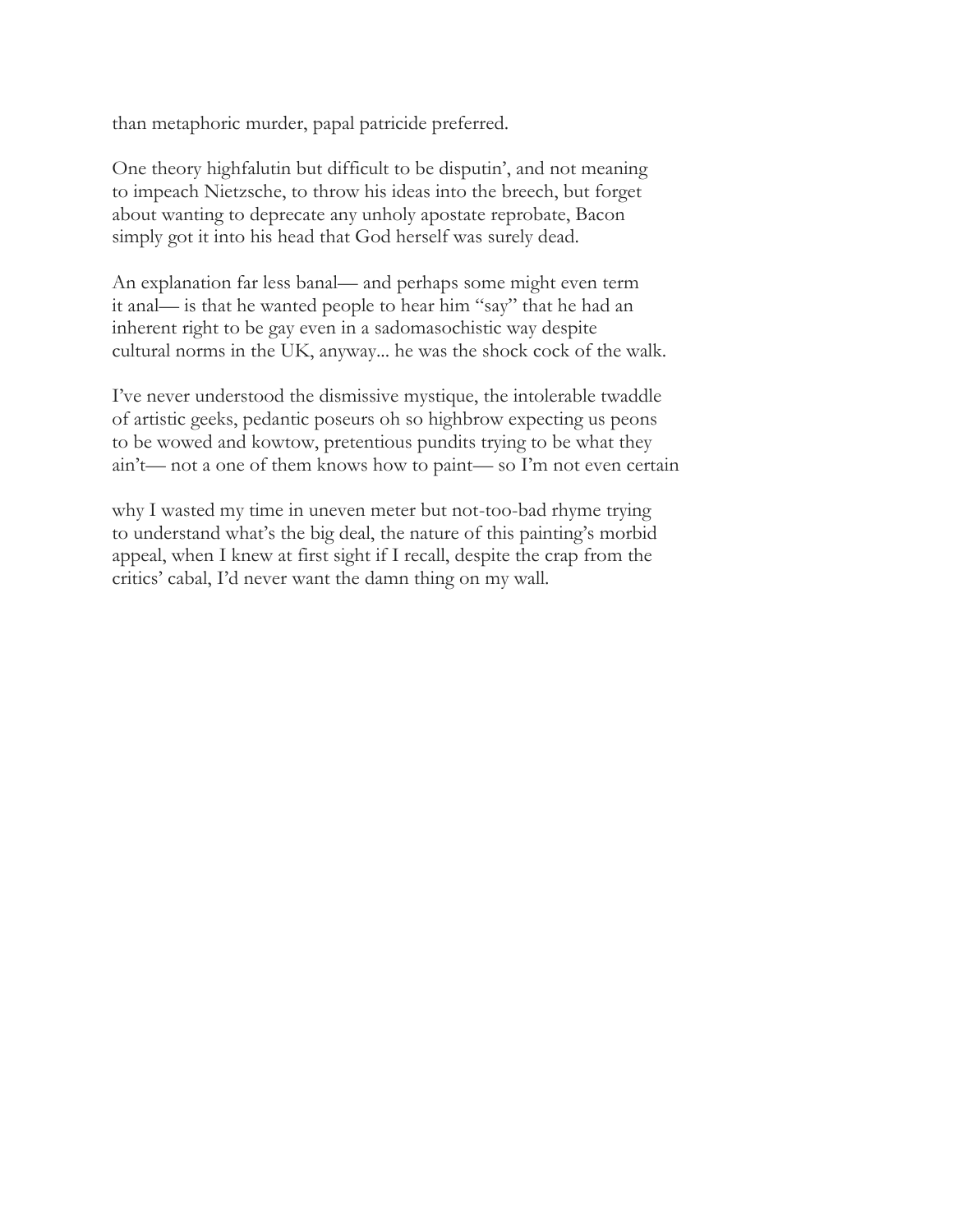than metaphoric murder, papal patricide preferred.

One theory highfalutin but difficult to be disputin', and not meaning
to impeach Nietzsche, to throw his ideas into the breech, but forget
about wanting to deprecate any unholy apostate reprobate, Bacon
simply got it into his head that God herself was surely dead.

An explanation far less banal— and perhaps some might even term
it anal— is that he wanted people to hear him "say" that he had an
inherent right to be gay even in a sadomasochistic way despite
cultural norms in the UK, anyway... he was the shock cock of the walk.

I've never understood the dismissive mystique, the intolerable twaddle
of artistic geeks, pedantic poseurs oh so highbrow expecting us peons
to be wowed and kowtow, pretentious pundits trying to be what they
ain't— not a one of them knows how to paint— so I'm not even certain

why I wasted my time in uneven meter but not-too-bad rhyme trying
to understand what's the big deal, the nature of this painting's morbid
appeal, when I knew at first sight if I recall, despite the crap from the
critics' cabal, I'd never want the damn thing on my wall.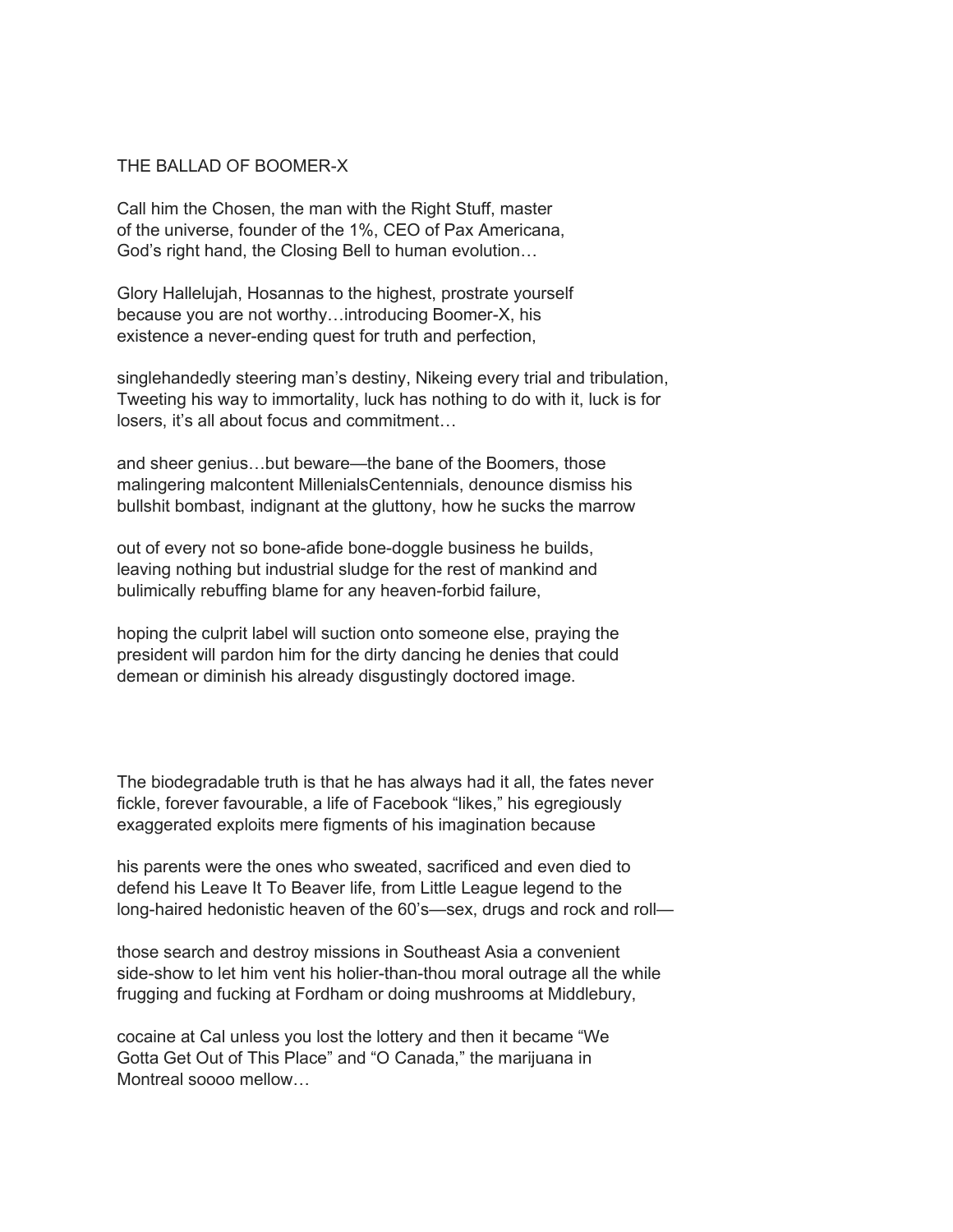# THE BALLAD OF BOOMER-X

Call him the Chosen, the man with the Right Stuff, master  
of the universe, founder of the 1%, CEO of Pax Americana,  
God's right hand, the Closing Bell to human evolution…

Glory Hallelujah, Hosannas to the highest, prostrate yourself  
because you are not worthy…introducing Boomer-X, his  
existence a never-ending quest for truth and perfection,

singlehandedly steering man's destiny, Nikeing every trial and tribulation,  
Tweeting his way to immortality, luck has nothing to do with it, luck is for  
losers, it's all about focus and commitment…

and sheer genius…but beware—the bane of the Boomers, those  
malingering malcontent MillenialsCentennials, denounce dismiss his  
bullshit bombast, indignant at the gluttony, how he sucks the marrow

out of every not so bone-afide bone-doggle business he builds,  
leaving nothing but industrial sludge for the rest of mankind and  
bulimically rebuffing blame for any heaven-forbid failure,

hoping the culprit label will suction onto someone else, praying the  
president will pardon him for the dirty dancing he denies that could  
demean or diminish his already disgustingly doctored image.

The biodegradable truth is that he has always had it all, the fates never  
fickle, forever favourable, a life of Facebook "likes," his egregiously  
exaggerated exploits mere figments of his imagination because

his parents were the ones who sweated, sacrificed and even died to  
defend his Leave It To Beaver life, from Little League legend to the  
long-haired hedonistic heaven of the 60's—sex, drugs and rock and roll—

those search and destroy missions in Southeast Asia a convenient  
side-show to let him vent his holier-than-thou moral outrage all the while  
frugging and fucking at Fordham or doing mushrooms at Middlebury,

cocaine at Cal unless you lost the lottery and then it became "We  
Gotta Get Out of This Place" and "O Canada," the marijuana in  
Montreal soooo mellow…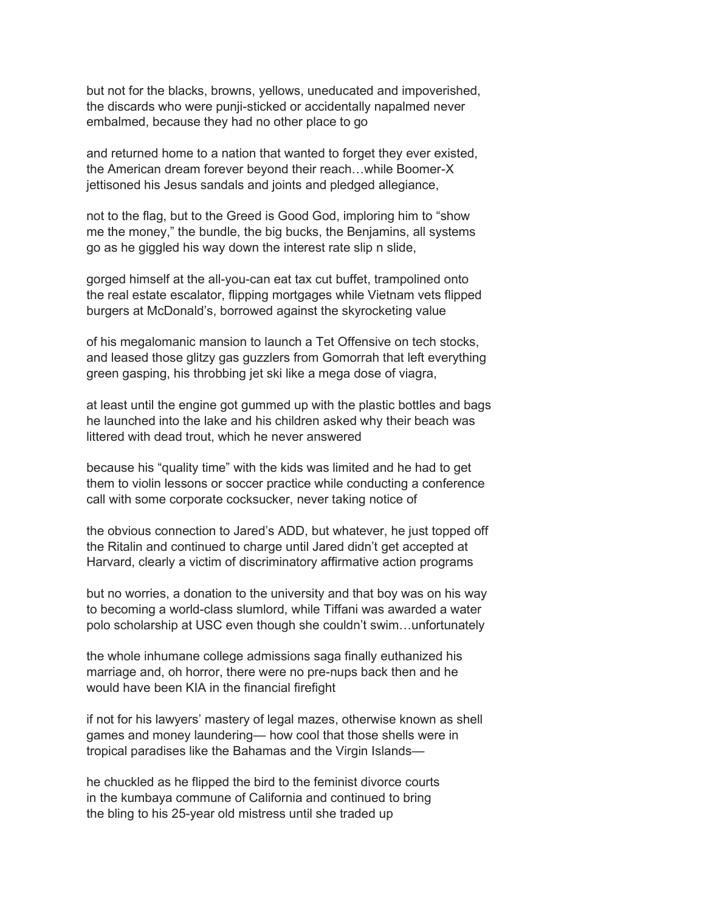but not for the blacks, browns, yellows, uneducated and impoverished,
the discards who were punji-sticked or accidentally napalmed never
embalmed, because they had no other place to go

and returned home to a nation that wanted to forget they ever existed,
the American dream forever beyond their reach…while Boomer-X
jettisoned his Jesus sandals and joints and pledged allegiance,

not to the flag, but to the Greed is Good God, imploring him to "show
me the money," the bundle, the big bucks, the Benjamins, all systems
go as he giggled his way down the interest rate slip n slide,

gorged himself at the all-you-can eat tax cut buffet, trampolined onto
the real estate escalator, flipping mortgages while Vietnam vets flipped
burgers at McDonald's, borrowed against the skyrocketing value

of his megalomanic mansion to launch a Tet Offensive on tech stocks,
and leased those glitzy gas guzzlers from Gomorrah that left everything
green gasping, his throbbing jet ski like a mega dose of viagra,

at least until the engine got gummed up with the plastic bottles and bags
he launched into the lake and his children asked why their beach was
littered with dead trout, which he never answered

because his "quality time" with the kids was limited and he had to get
them to violin lessons or soccer practice while conducting a conference
call with some corporate cocksucker, never taking notice of

the obvious connection to Jared's ADD, but whatever, he just topped off
the Ritalin and continued to charge until Jared didn't get accepted at
Harvard, clearly a victim of discriminatory affirmative action programs

but no worries, a donation to the university and that boy was on his way
to becoming a world-class slumlord, while Tiffani was awarded a water
polo scholarship at USC even though she couldn't swim…unfortunately

the whole inhumane college admissions saga finally euthanized his
marriage and, oh horror, there were no pre-nups back then and he
would have been KIA in the financial firefight

if not for his lawyers' mastery of legal mazes, otherwise known as shell
games and money laundering— how cool that those shells were in
tropical paradises like the Bahamas and the Virgin Islands—

he chuckled as he flipped the bird to the feminist divorce courts
in the kumbaya commune of California and continued to bring
the bling to his 25-year old mistress until she traded up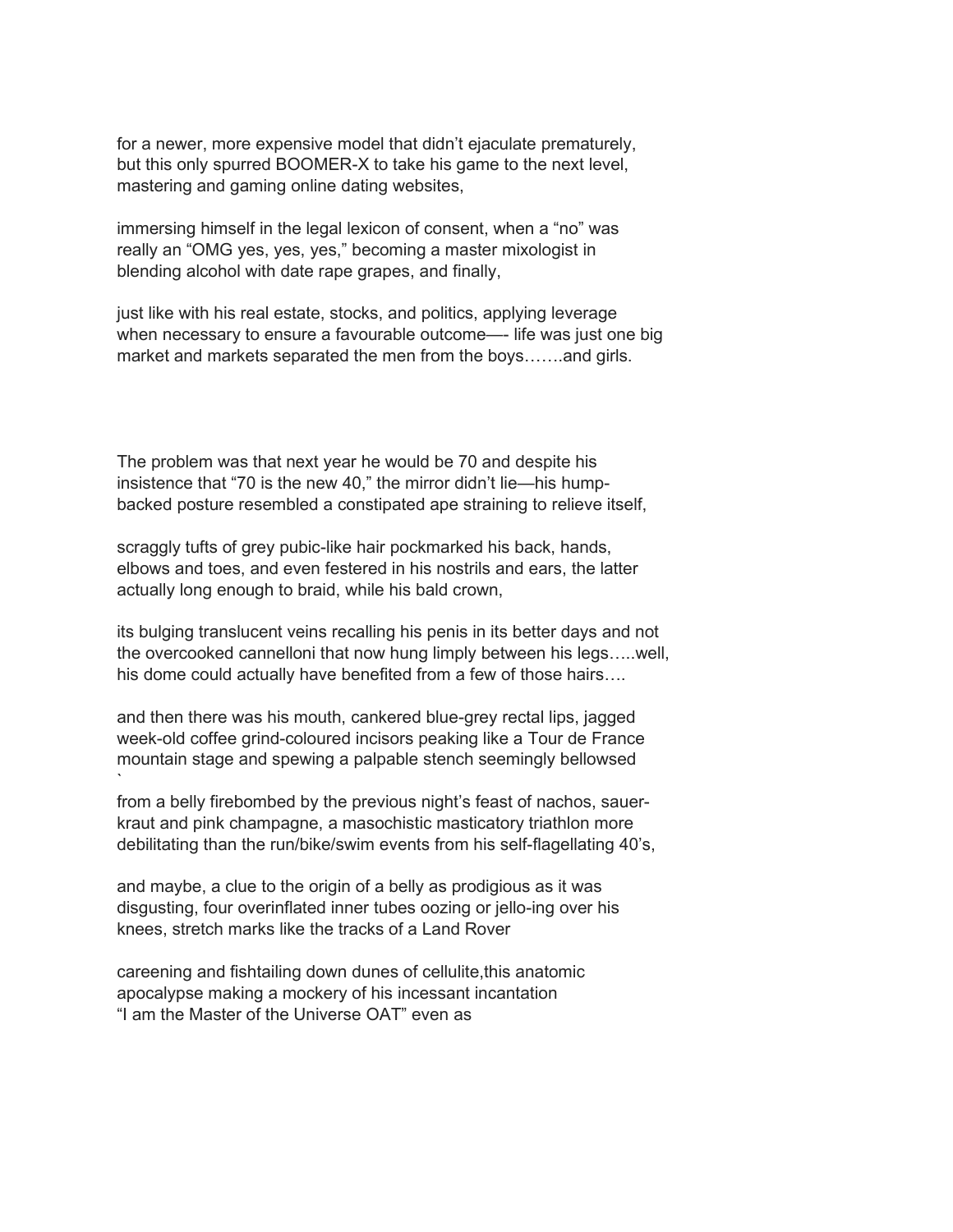for a newer, more expensive model that didn't ejaculate prematurely, but this only spurred BOOMER-X to take his game to the next level, mastering and gaming online dating websites,

immersing himself in the legal lexicon of consent, when a "no" was really an "OMG yes, yes, yes," becoming a master mixologist in blending alcohol with date rape grapes, and finally,

just like with his real estate, stocks, and politics, applying leverage when necessary to ensure a favourable outcome—- life was just one big market and markets separated the men from the boys…….and girls.

The problem was that next year he would be 70 and despite his insistence that "70 is the new 40," the mirror didn't lie—his hump-backed posture resembled a constipated ape straining to relieve itself,

scraggly tufts of grey pubic-like hair pockmarked his back, hands, elbows and toes, and even festered in his nostrils and ears, the latter actually long enough to braid, while his bald crown,

its bulging translucent veins recalling his penis in its better days and not the overcooked cannelloni that now hung limply between his legs…..well, his dome could actually have benefited from a few of those hairs….

and then there was his mouth, cankered blue-grey rectal lips, jagged week-old coffee grind-coloured incisors peaking like a Tour de France mountain stage and spewing a palpable stench seemingly bellowsed
`
from a belly firebombed by the previous night's feast of nachos, sauer-kraut and pink champagne, a masochistic masticatory triathlon more debilitating than the run/bike/swim events from his self-flagellating 40's,

and maybe, a clue to the origin of a belly as prodigious as it was disgusting, four overinflated inner tubes oozing or jello-ing over his knees, stretch marks like the tracks of a Land Rover

careening and fishtailing down dunes of cellulite,this anatomic apocalypse making a mockery of his incessant incantation
"I am the Master of the Universe OAT" even as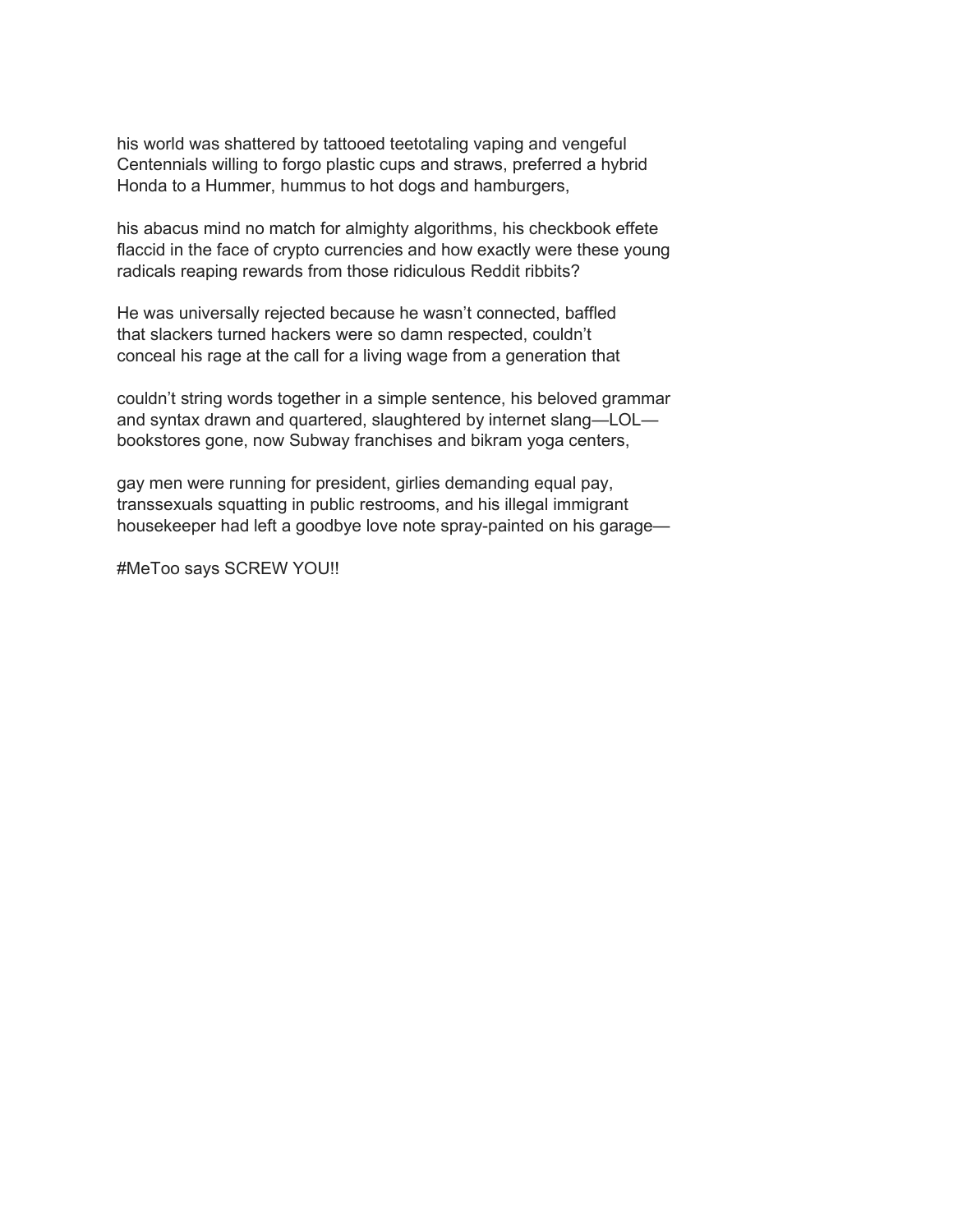his world was shattered by tattooed teetotaling vaping and vengeful
Centennials willing to forgo plastic cups and straws, preferred a hybrid
Honda to a Hummer, hummus to hot dogs and hamburgers,

his abacus mind no match for almighty algorithms, his checkbook effete
flaccid in the face of crypto currencies and how exactly were these young
radicals reaping rewards from those ridiculous Reddit ribbits?

He was universally rejected because he wasn't connected, baffled
that slackers turned hackers were so damn respected, couldn't
conceal his rage at the call for a living wage from a generation that

couldn't string words together in a simple sentence, his beloved grammar
and syntax drawn and quartered, slaughtered by internet slang—LOL—
bookstores gone, now Subway franchises and bikram yoga centers,

gay men were running for president, girlies demanding equal pay,
transsexuals squatting in public restrooms, and his illegal immigrant
housekeeper had left a goodbye love note spray-painted on his garage—

#MeToo says SCREW YOU!!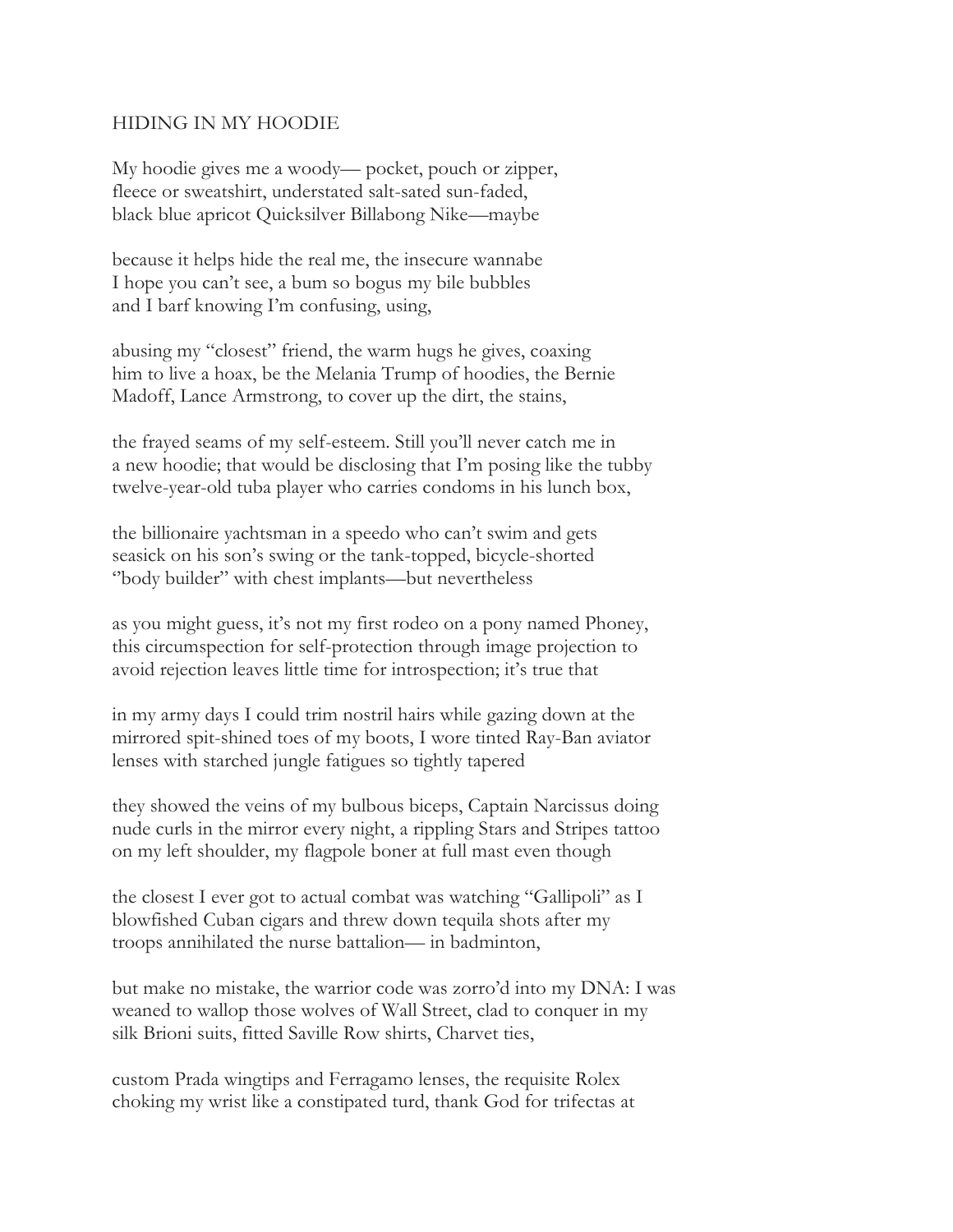HIDING IN MY HOODIE

My hoodie gives me a woody— pocket, pouch or zipper,
fleece or sweatshirt, understated salt-sated sun-faded,
black blue apricot Quicksilver Billabong Nike—maybe

because it helps hide the real me, the insecure wannabe
I hope you can't see, a bum so bogus my bile bubbles
and I barf knowing I'm confusing, using,

abusing my "closest" friend, the warm hugs he gives, coaxing
him to live a hoax, be the Melania Trump of hoodies, the Bernie
Madoff, Lance Armstrong, to cover up the dirt, the stains,

the frayed seams of my self-esteem. Still you'll never catch me in
a new hoodie; that would be disclosing that I'm posing like the tubby
twelve-year-old tuba player who carries condoms in his lunch box,

the billionaire yachtsman in a speedo who can't swim and gets
seasick on his son's swing or the tank-topped, bicycle-shorted
"body builder" with chest implants—but nevertheless

as you might guess, it's not my first rodeo on a pony named Phoney,
this circumspection for self-protection through image projection to
avoid rejection leaves little time for introspection; it's true that

in my army days I could trim nostril hairs while gazing down at the
mirrored spit-shined toes of my boots, I wore tinted Ray-Ban aviator
lenses with starched jungle fatigues so tightly tapered

they showed the veins of my bulbous biceps, Captain Narcissus doing
nude curls in the mirror every night, a rippling Stars and Stripes tattoo
on my left shoulder, my flagpole boner at full mast even though

the closest I ever got to actual combat was watching "Gallipoli" as I
blowfished Cuban cigars and threw down tequila shots after my
troops annihilated the nurse battalion— in badminton,

but make no mistake, the warrior code was zorro'd into my DNA: I was
weaned to wallop those wolves of Wall Street, clad to conquer in my
silk Brioni suits, fitted Saville Row shirts, Charvet ties,

custom Prada wingtips and Ferragamo lenses, the requisite Rolex
choking my wrist like a constipated turd, thank God for trifectas at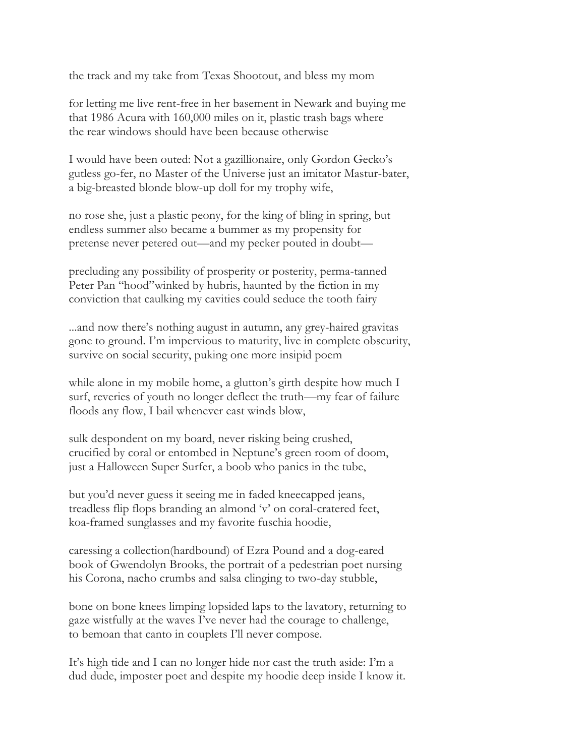the track and my take from Texas Shootout, and bless my mom

for letting me live rent-free in her basement in Newark and buying me
that 1986 Acura with 160,000 miles on it, plastic trash bags where
the rear windows should have been because otherwise

I would have been outed: Not a gazillionaire, only Gordon Gecko's
gutless go-fer, no Master of the Universe just an imitator Mastur-bater,
a big-breasted blonde blow-up doll for my trophy wife,

no rose she, just a plastic peony, for the king of bling in spring, but
endless summer also became a bummer as my propensity for
pretense never petered out—and my pecker pouted in doubt—

precluding any possibility of prosperity or posterity, perma-tanned
Peter Pan "hood"winked by hubris, haunted by the fiction in my
conviction that caulking my cavities could seduce the tooth fairy

...and now there's nothing august in autumn, any grey-haired gravitas
gone to ground. I'm impervious to maturity, live in complete obscurity,
survive on social security, puking one more insipid poem

while alone in my mobile home, a glutton's girth despite how much I
surf, reveries of youth no longer deflect the truth—my fear of failure
floods any flow, I bail whenever east winds blow,

sulk despondent on my board, never risking being crushed,
crucified by coral or entombed in Neptune's green room of doom,
just a Halloween Super Surfer, a boob who panics in the tube,

but you'd never guess it seeing me in faded kneecapped jeans,
treadless flip flops branding an almond 'v' on coral-cratered feet,
koa-framed sunglasses and my favorite fuschia hoodie,

caressing a collection(hardbound) of Ezra Pound and a dog-eared
book of Gwendolyn Brooks, the portrait of a pedestrian poet nursing
his Corona, nacho crumbs and salsa clinging to two-day stubble,

bone on bone knees limping lopsided laps to the lavatory, returning to
gaze wistfully at the waves I've never had the courage to challenge,
to bemoan that canto in couplets I'll never compose.

It's high tide and I can no longer hide nor cast the truth aside: I'm a
dud dude, imposter poet and despite my hoodie deep inside I know it.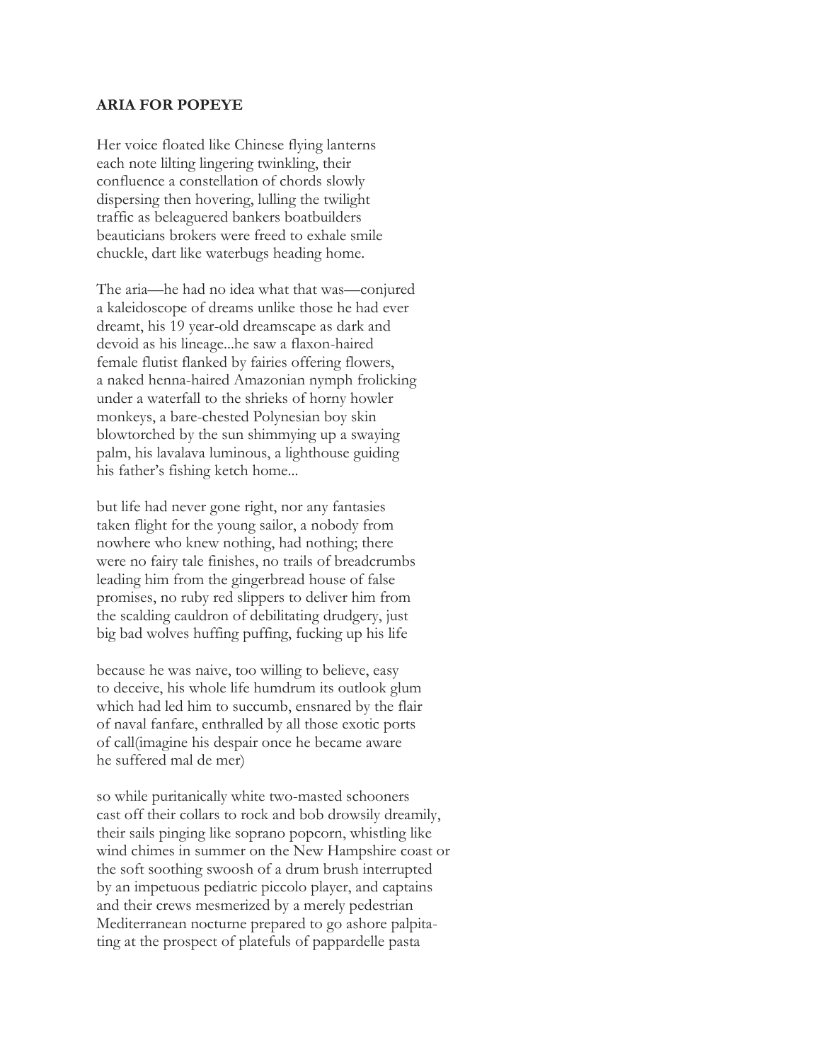**ARIA FOR POPEYE**

Her voice floated like Chinese flying lanterns
each note lilting lingering twinkling, their
confluence a constellation of chords slowly
dispersing then hovering, lulling the twilight
traffic as beleaguered bankers boatbuilders
beauticians brokers were freed to exhale smile
chuckle, dart like waterbugs heading home.

The aria—he had no idea what that was—conjured
a kaleidoscope of dreams unlike those he had ever
dreamt, his 19 year-old dreamscape as dark and
devoid as his lineage...he saw a flaxon-haired
female flutist flanked by fairies offering flowers,
a naked henna-haired Amazonian nymph frolicking
under a waterfall to the shrieks of horny howler
monkeys, a bare-chested Polynesian boy skin
blowtorched by the sun shimmying up a swaying
palm, his lavalava luminous, a lighthouse guiding
his father's fishing ketch home...

but life had never gone right, nor any fantasies
taken flight for the young sailor, a nobody from
nowhere who knew nothing, had nothing; there
were no fairy tale finishes, no trails of breadcrumbs
leading him from the gingerbread house of false
promises, no ruby red slippers to deliver him from
the scalding cauldron of debilitating drudgery, just
big bad wolves huffing puffing, fucking up his life

because he was naive, too willing to believe, easy
to deceive, his whole life humdrum its outlook glum
which had led him to succumb, ensnared by the flair
of naval fanfare, enthralled by all those exotic ports
of call(imagine his despair once he became aware
he suffered mal de mer)

so while puritanically white two-masted schooners
cast off their collars to rock and bob drowsily dreamily,
their sails pinging like soprano popcorn, whistling like
wind chimes in summer on the New Hampshire coast or
the soft soothing swoosh of a drum brush interrupted
by an impetuous pediatric piccolo player, and captains
and their crews mesmerized by a merely pedestrian
Mediterranean nocturne prepared to go ashore palpita-
ting at the prospect of platefuls of pappardelle pasta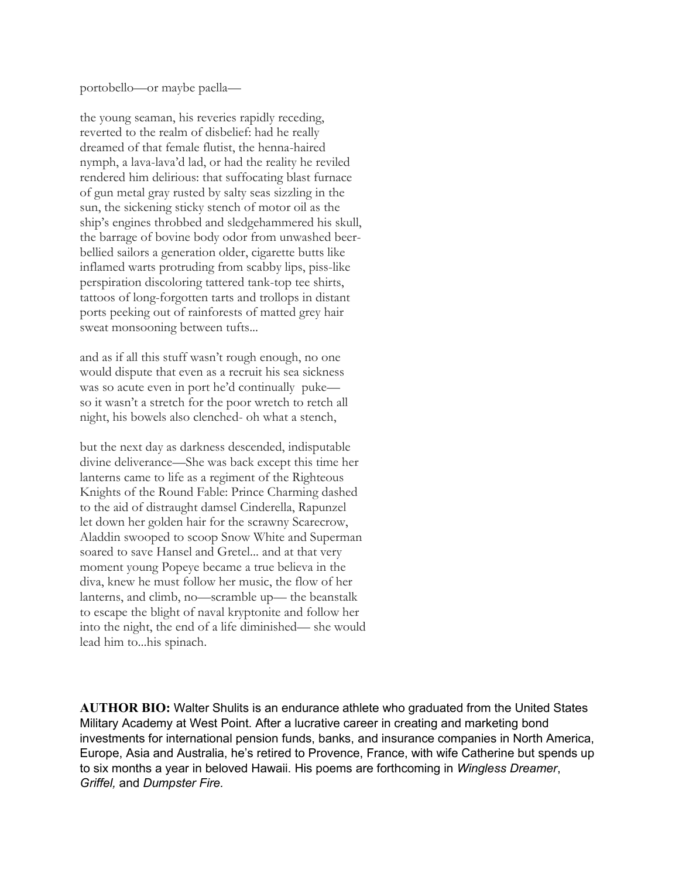portobello—or maybe paella—

the young seaman, his reveries rapidly receding,
reverted to the realm of disbelief: had he really
dreamed of that female flutist, the henna-haired
nymph, a lava-lava'd lad, or had the reality he reviled
rendered him delirious: that suffocating blast furnace
of gun metal gray rusted by salty seas sizzling in the
sun, the sickening sticky stench of motor oil as the
ship's engines throbbed and sledgehammered his skull,
the barrage of bovine body odor from unwashed beer-
bellied sailors a generation older, cigarette butts like
inflamed warts protruding from scabby lips, piss-like
perspiration discoloring tattered tank-top tee shirts,
tattoos of long-forgotten tarts and trollops in distant
ports peeking out of rainforests of matted grey hair
sweat monsooning between tufts...

and as if all this stuff wasn't rough enough, no one
would dispute that even as a recruit his sea sickness
was so acute even in port he'd continually puke—
so it wasn't a stretch for the poor wretch to retch all
night, his bowels also clenched- oh what a stench,

but the next day as darkness descended, indisputable
divine deliverance—She was back except this time her
lanterns came to life as a regiment of the Righteous
Knights of the Round Fable: Prince Charming dashed
to the aid of distraught damsel Cinderella, Rapunzel
let down her golden hair for the scrawny Scarecrow,
Aladdin swooped to scoop Snow White and Superman
soared to save Hansel and Gretel... and at that very
moment young Popeye became a true believa in the
diva, knew he must follow her music, the flow of her
lanterns, and climb, no—scramble up— the beanstalk
to escape the blight of naval kryptonite and follow her
into the night, the end of a life diminished— she would
lead him to...his spinach.

**AUTHOR BIO:** Walter Shulits is an endurance athlete who graduated from the United States Military Academy at West Point. After a lucrative career in creating and marketing bond investments for international pension funds, banks, and insurance companies in North America, Europe, Asia and Australia, he's retired to Provence, France, with wife Catherine but spends up to six months a year in beloved Hawaii. His poems are forthcoming in *Wingless Dreamer*, *Griffel,* and *Dumpster Fire*.